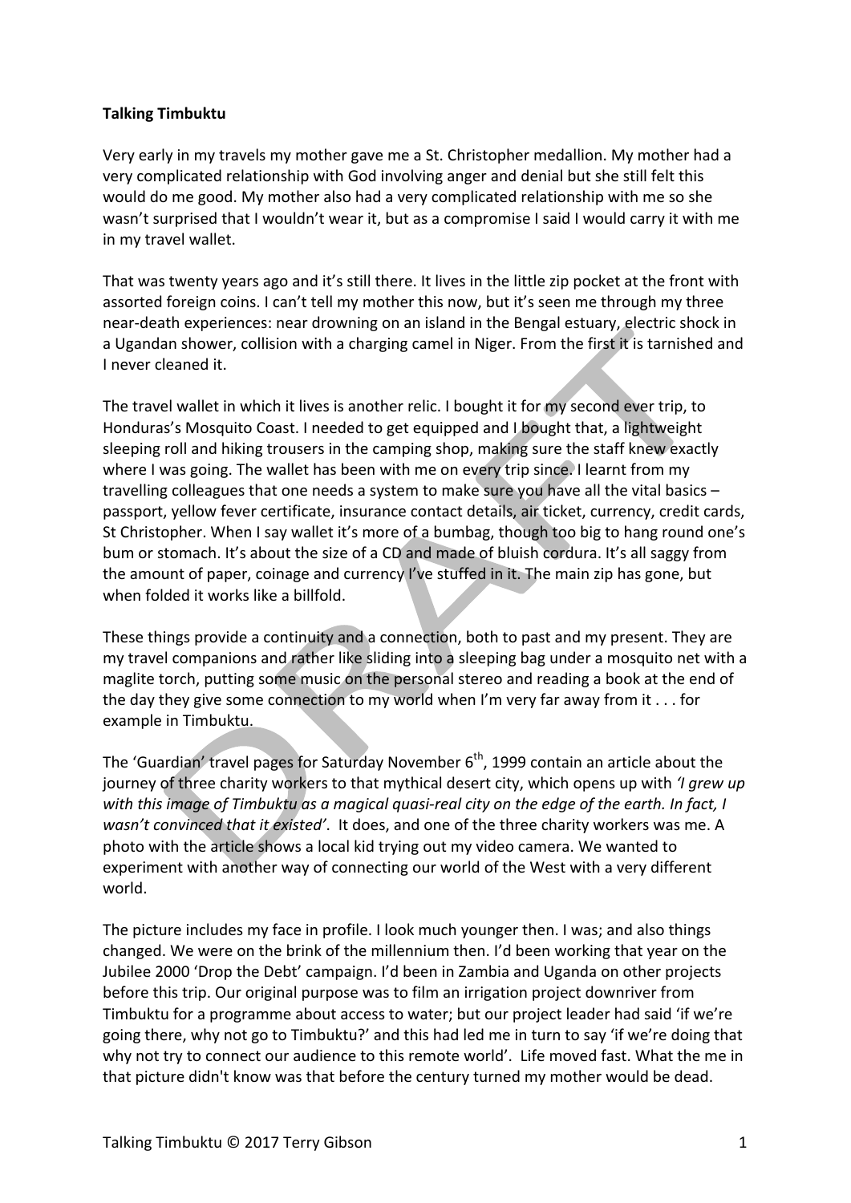**Talking Timbuktu**

Very early in my travels my mother gave me a St. Christopher medallion. My mother had a very complicated relationship with God involving anger and denial but she still felt this would do me good. My mother also had a very complicated relationship with me so she wasn't surprised that I wouldn't wear it, but as a compromise I said I would carry it with me in my travel wallet.

That was twenty years ago and it's still there. It lives in the little zip pocket at the front with assorted foreign coins. I can't tell my mother this now, but it's seen me through my three near-death experiences: near drowning on an island in the Bengal estuary, electric shock in a Ugandan shower, collision with a charging camel in Niger. From the first it is tarnished and I never cleaned it.

The travel wallet in which it lives is another relic. I bought it for my second ever trip, to Honduras's Mosquito Coast. I needed to get equipped and I bought that, a lightweight sleeping roll and hiking trousers in the camping shop, making sure the staff knew exactly where I was going. The wallet has been with me on every trip since. I learnt from my travelling colleagues that one needs a system to make sure you have all the vital basics – passport, yellow fever certificate, insurance contact details, air ticket, currency, credit cards, St Christopher. When I say wallet it's more of a bumbag, though too big to hang round one's bum or stomach. It's about the size of a CD and made of bluish cordura. It's all saggy from the amount of paper, coinage and currency I've stuffed in it. The main zip has gone, but when folded it works like a billfold.

These things provide a continuity and a connection, both to past and my present. They are my travel companions and rather like sliding into a sleeping bag under a mosquito net with a maglite torch, putting some music on the personal stereo and reading a book at the end of the day they give some connection to my world when I'm very far away from it . . . for example in Timbuktu.

The 'Guardian' travel pages for Saturday November 6th, 1999 contain an article about the journey of three charity workers to that mythical desert city, which opens up with *'I grew up with this image of Timbuktu as a magical quasi-real city on the edge of the earth. In fact, I wasn't convinced that it existed'*. It does, and one of the three charity workers was me. A photo with the article shows a local kid trying out my video camera. We wanted to experiment with another way of connecting our world of the West with a very different world.

The picture includes my face in profile. I look much younger then. I was; and also things changed. We were on the brink of the millennium then. I'd been working that year on the Jubilee 2000 'Drop the Debt' campaign. I'd been in Zambia and Uganda on other projects before this trip. Our original purpose was to film an irrigation project downriver from Timbuktu for a programme about access to water; but our project leader had said 'if we're going there, why not go to Timbuktu?' and this had led me in turn to say 'if we're doing that why not try to connect our audience to this remote world'. Life moved fast. What the me in that picture didn't know was that before the century turned my mother would be dead.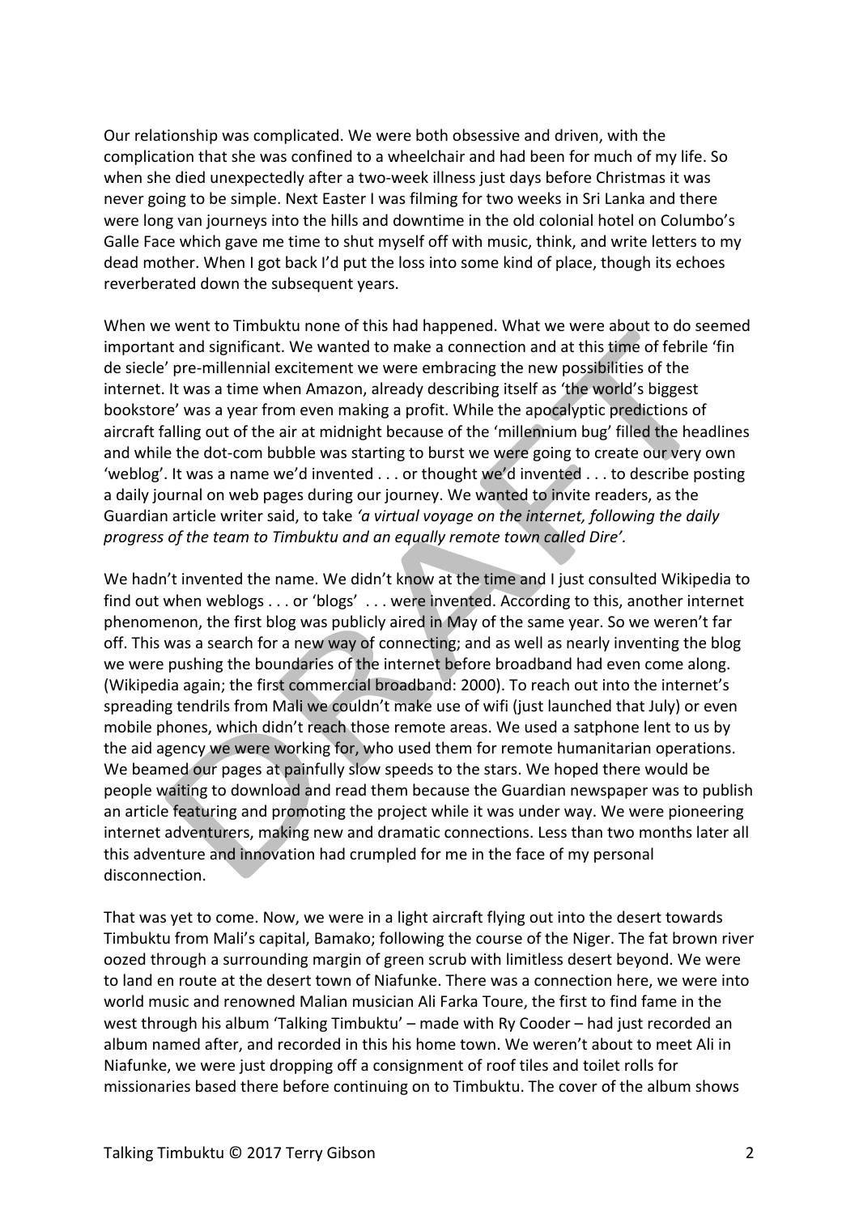Our relationship was complicated. We were both obsessive and driven, with the complication that she was confined to a wheelchair and had been for much of my life. So when she died unexpectedly after a two-week illness just days before Christmas it was never going to be simple. Next Easter I was filming for two weeks in Sri Lanka and there were long van journeys into the hills and downtime in the old colonial hotel on Columbo's Galle Face which gave me time to shut myself off with music, think, and write letters to my dead mother. When I got back I'd put the loss into some kind of place, though its echoes reverberated down the subsequent years.

When we went to Timbuktu none of this had happened. What we were about to do seemed important and significant. We wanted to make a connection and at this time of febrile 'fin de siecle' pre-millennial excitement we were embracing the new possibilities of the internet. It was a time when Amazon, already describing itself as 'the world's biggest bookstore' was a year from even making a profit. While the apocalyptic predictions of aircraft falling out of the air at midnight because of the 'millennium bug' filled the headlines and while the dot-com bubble was starting to burst we were going to create our very own 'weblog'. It was a name we'd invented . . . or thought we'd invented . . . to describe posting a daily journal on web pages during our journey. We wanted to invite readers, as the Guardian article writer said, to take *'a virtual voyage on the internet, following the daily progress of the team to Timbuktu and an equally remote town called Dire'.*

We hadn't invented the name. We didn't know at the time and I just consulted Wikipedia to find out when weblogs . . . or 'blogs' . . . were invented. According to this, another internet phenomenon, the first blog was publicly aired in May of the same year. So we weren't far off. This was a search for a new way of connecting; and as well as nearly inventing the blog we were pushing the boundaries of the internet before broadband had even come along. (Wikipedia again; the first commercial broadband: 2000). To reach out into the internet's spreading tendrils from Mali we couldn't make use of wifi (just launched that July) or even mobile phones, which didn't reach those remote areas. We used a satphone lent to us by the aid agency we were working for, who used them for remote humanitarian operations. We beamed our pages at painfully slow speeds to the stars. We hoped there would be people waiting to download and read them because the Guardian newspaper was to publish an article featuring and promoting the project while it was under way. We were pioneering internet adventurers, making new and dramatic connections. Less than two months later all this adventure and innovation had crumpled for me in the face of my personal disconnection.

That was yet to come. Now, we were in a light aircraft flying out into the desert towards Timbuktu from Mali's capital, Bamako; following the course of the Niger. The fat brown river oozed through a surrounding margin of green scrub with limitless desert beyond. We were to land en route at the desert town of Niafunke. There was a connection here, we were into world music and renowned Malian musician Ali Farka Toure, the first to find fame in the west through his album 'Talking Timbuktu' – made with Ry Cooder – had just recorded an album named after, and recorded in this his home town. We weren't about to meet Ali in Niafunke, we were just dropping off a consignment of roof tiles and toilet rolls for missionaries based there before continuing on to Timbuktu. The cover of the album shows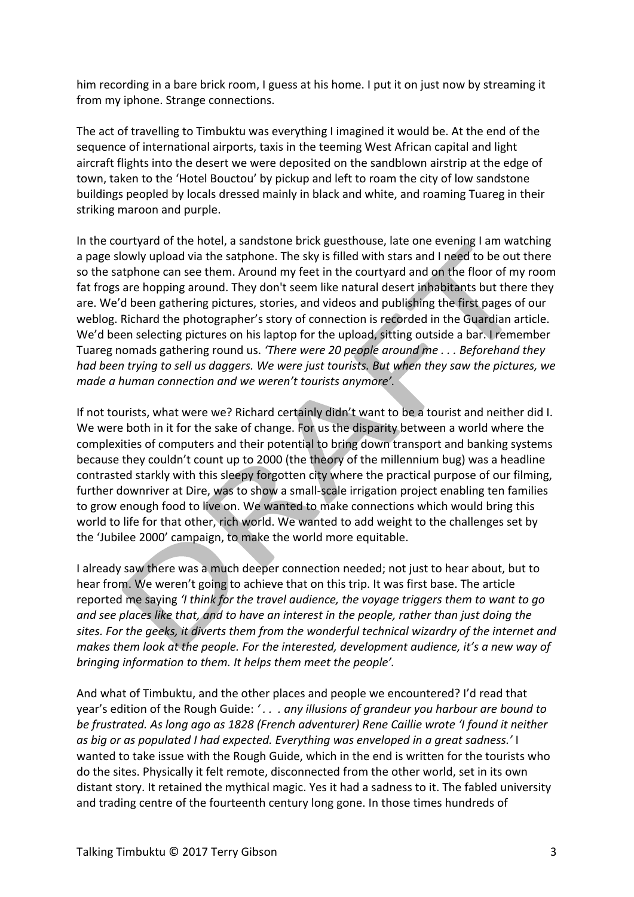him recording in a bare brick room, I guess at his home. I put it on just now by streaming it from my iphone. Strange connections.

The act of travelling to Timbuktu was everything I imagined it would be. At the end of the sequence of international airports, taxis in the teeming West African capital and light aircraft flights into the desert we were deposited on the sandblown airstrip at the edge of town, taken to the 'Hotel Bouctou' by pickup and left to roam the city of low sandstone buildings peopled by locals dressed mainly in black and white, and roaming Tuareg in their striking maroon and purple.

In the courtyard of the hotel, a sandstone brick guesthouse, late one evening I am watching a page slowly upload via the satphone. The sky is filled with stars and I need to be out there so the satphone can see them. Around my feet in the courtyard and on the floor of my room fat frogs are hopping around. They don't seem like natural desert inhabitants but there they are. We'd been gathering pictures, stories, and videos and publishing the first pages of our weblog. Richard the photographer's story of connection is recorded in the Guardian article. We'd been selecting pictures on his laptop for the upload, sitting outside a bar. I remember Tuareg nomads gathering round us. *'There were 20 people around me . . . Beforehand they had been trying to sell us daggers. We were just tourists. But when they saw the pictures, we made a human connection and we weren't tourists anymore'.*

If not tourists, what were we? Richard certainly didn't want to be a tourist and neither did I. We were both in it for the sake of change. For us the disparity between a world where the complexities of computers and their potential to bring down transport and banking systems because they couldn't count up to 2000 (the theory of the millennium bug) was a headline contrasted starkly with this sleepy forgotten city where the practical purpose of our filming, further downriver at Dire, was to show a small-scale irrigation project enabling ten families to grow enough food to live on. We wanted to make connections which would bring this world to life for that other, rich world. We wanted to add weight to the challenges set by the 'Jubilee 2000' campaign, to make the world more equitable.

I already saw there was a much deeper connection needed; not just to hear about, but to hear from. We weren't going to achieve that on this trip. It was first base. The article reported me saying *'I think for the travel audience, the voyage triggers them to want to go and see places like that, and to have an interest in the people, rather than just doing the sites. For the geeks, it diverts them from the wonderful technical wizardry of the internet and makes them look at the people. For the interested, development audience, it's a new way of bringing information to them. It helps them meet the people'.*

And what of Timbuktu, and the other places and people we encountered? I'd read that year's edition of the Rough Guide: *' . . . any illusions of grandeur you harbour are bound to be frustrated. As long ago as 1828 (French adventurer) Rene Caillie wrote 'I found it neither as big or as populated I had expected. Everything was enveloped in a great sadness.'* I wanted to take issue with the Rough Guide, which in the end is written for the tourists who do the sites. Physically it felt remote, disconnected from the other world, set in its own distant story. It retained the mythical magic. Yes it had a sadness to it. The fabled university and trading centre of the fourteenth century long gone. In those times hundreds of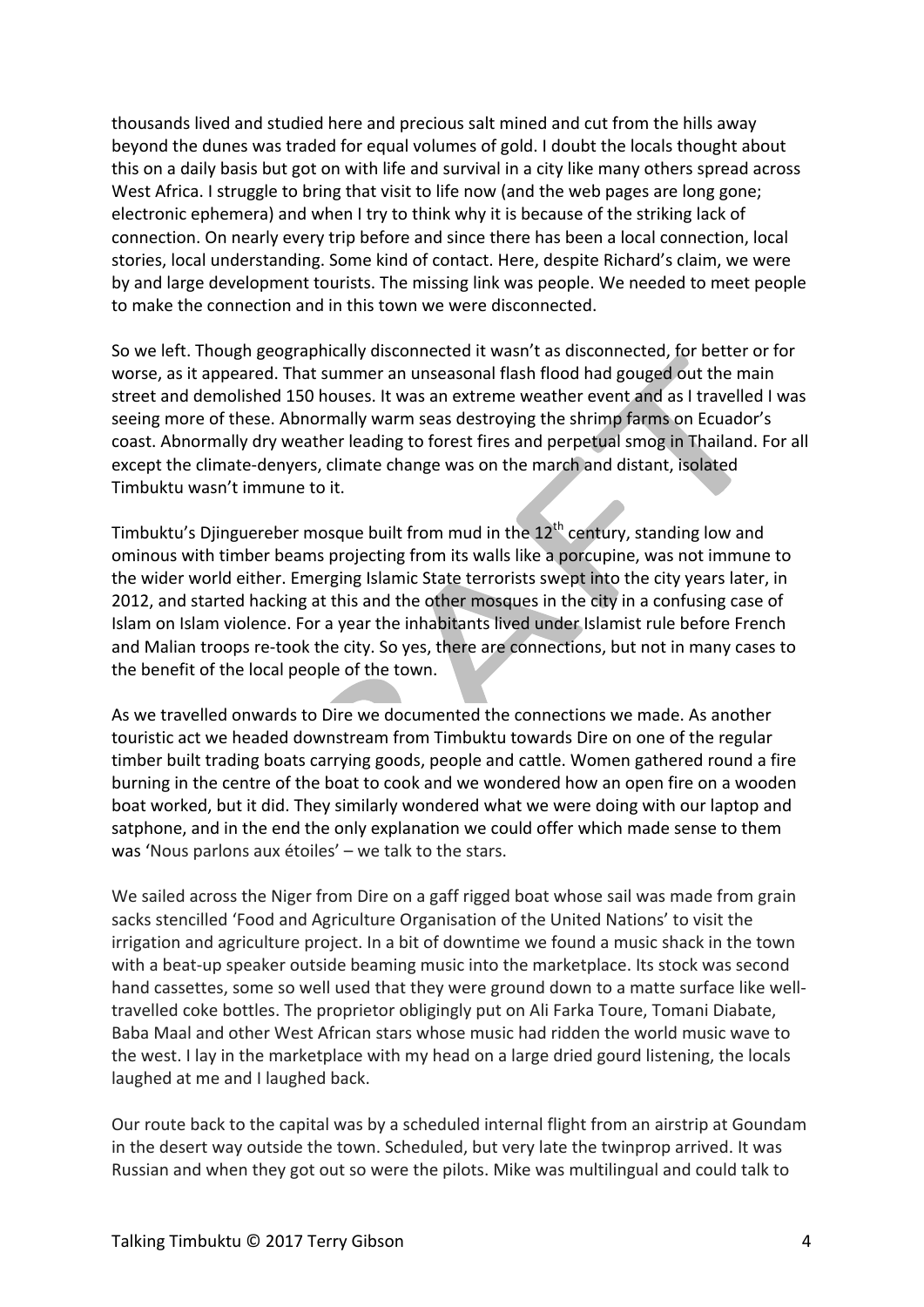thousands lived and studied here and precious salt mined and cut from the hills away beyond the dunes was traded for equal volumes of gold. I doubt the locals thought about this on a daily basis but got on with life and survival in a city like many others spread across West Africa. I struggle to bring that visit to life now (and the web pages are long gone; electronic ephemera) and when I try to think why it is because of the striking lack of connection. On nearly every trip before and since there has been a local connection, local stories, local understanding. Some kind of contact. Here, despite Richard's claim, we were by and large development tourists. The missing link was people. We needed to meet people to make the connection and in this town we were disconnected.

So we left. Though geographically disconnected it wasn't as disconnected, for better or for worse, as it appeared. That summer an unseasonal flash flood had gouged out the main street and demolished 150 houses. It was an extreme weather event and as I travelled I was seeing more of these. Abnormally warm seas destroying the shrimp farms on Ecuador's coast. Abnormally dry weather leading to forest fires and perpetual smog in Thailand. For all except the climate-denyers, climate change was on the march and distant, isolated Timbuktu wasn't immune to it.

Timbuktu's Djinguereber mosque built from mud in the 12th century, standing low and ominous with timber beams projecting from its walls like a porcupine, was not immune to the wider world either. Emerging Islamic State terrorists swept into the city years later, in 2012, and started hacking at this and the other mosques in the city in a confusing case of Islam on Islam violence. For a year the inhabitants lived under Islamist rule before French and Malian troops re-took the city. So yes, there are connections, but not in many cases to the benefit of the local people of the town.

As we travelled onwards to Dire we documented the connections we made. As another touristic act we headed downstream from Timbuktu towards Dire on one of the regular timber built trading boats carrying goods, people and cattle. Women gathered round a fire burning in the centre of the boat to cook and we wondered how an open fire on a wooden boat worked, but it did. They similarly wondered what we were doing with our laptop and satphone, and in the end the only explanation we could offer which made sense to them was 'Nous parlons aux étoiles' – we talk to the stars.

We sailed across the Niger from Dire on a gaff rigged boat whose sail was made from grain sacks stencilled 'Food and Agriculture Organisation of the United Nations' to visit the irrigation and agriculture project. In a bit of downtime we found a music shack in the town with a beat-up speaker outside beaming music into the marketplace. Its stock was second hand cassettes, some so well used that they were ground down to a matte surface like well-travelled coke bottles. The proprietor obligingly put on Ali Farka Toure, Tomani Diabate, Baba Maal and other West African stars whose music had ridden the world music wave to the west. I lay in the marketplace with my head on a large dried gourd listening, the locals laughed at me and I laughed back.

Our route back to the capital was by a scheduled internal flight from an airstrip at Goundam in the desert way outside the town. Scheduled, but very late the twinprop arrived. It was Russian and when they got out so were the pilots. Mike was multilingual and could talk to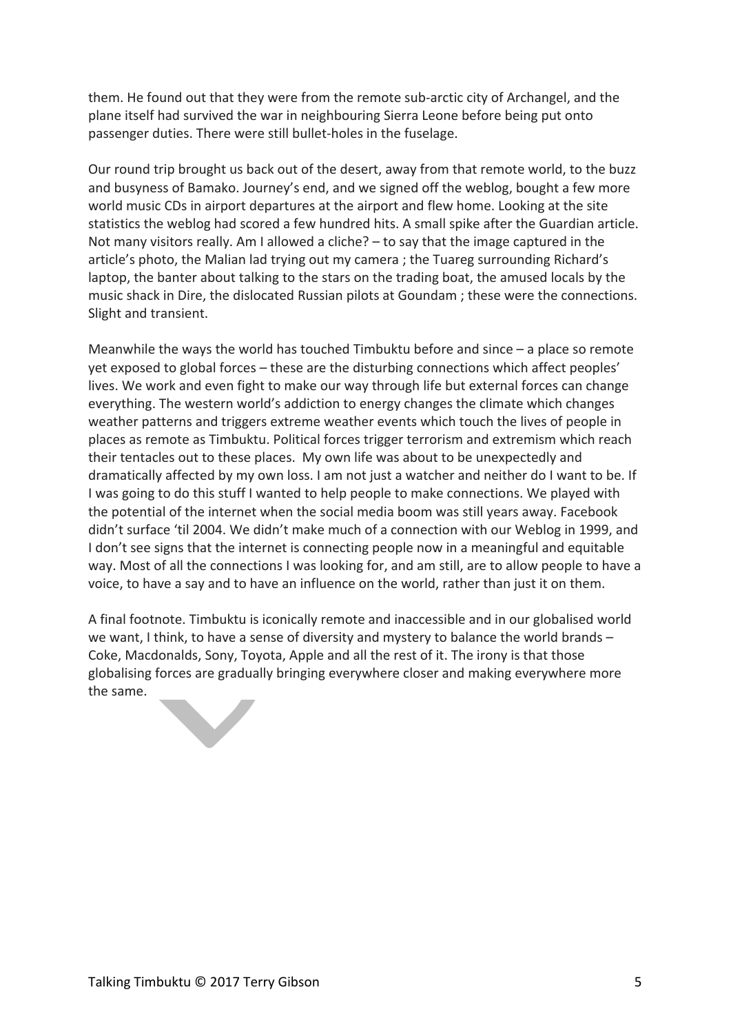them. He found out that they were from the remote sub-arctic city of Archangel, and the plane itself had survived the war in neighbouring Sierra Leone before being put onto passenger duties. There were still bullet-holes in the fuselage.

Our round trip brought us back out of the desert, away from that remote world, to the buzz and busyness of Bamako. Journey's end, and we signed off the weblog, bought a few more world music CDs in airport departures at the airport and flew home. Looking at the site statistics the weblog had scored a few hundred hits. A small spike after the Guardian article. Not many visitors really. Am I allowed a cliche? – to say that the image captured in the article's photo, the Malian lad trying out my camera ; the Tuareg surrounding Richard's laptop, the banter about talking to the stars on the trading boat, the amused locals by the music shack in Dire, the dislocated Russian pilots at Goundam ; these were the connections. Slight and transient.

Meanwhile the ways the world has touched Timbuktu before and since – a place so remote yet exposed to global forces – these are the disturbing connections which affect peoples' lives. We work and even fight to make our way through life but external forces can change everything. The western world's addiction to energy changes the climate which changes weather patterns and triggers extreme weather events which touch the lives of people in places as remote as Timbuktu. Political forces trigger terrorism and extremism which reach their tentacles out to these places. My own life was about to be unexpectedly and dramatically affected by my own loss. I am not just a watcher and neither do I want to be. If I was going to do this stuff I wanted to help people to make connections. We played with the potential of the internet when the social media boom was still years away. Facebook didn't surface 'til 2004. We didn't make much of a connection with our Weblog in 1999, and I don't see signs that the internet is connecting people now in a meaningful and equitable way. Most of all the connections I was looking for, and am still, are to allow people to have a voice, to have a say and to have an influence on the world, rather than just it on them.

A final footnote. Timbuktu is iconically remote and inaccessible and in our globalised world we want, I think, to have a sense of diversity and mystery to balance the world brands – Coke, Macdonalds, Sony, Toyota, Apple and all the rest of it. The irony is that those globalising forces are gradually bringing everywhere closer and making everywhere more the same.